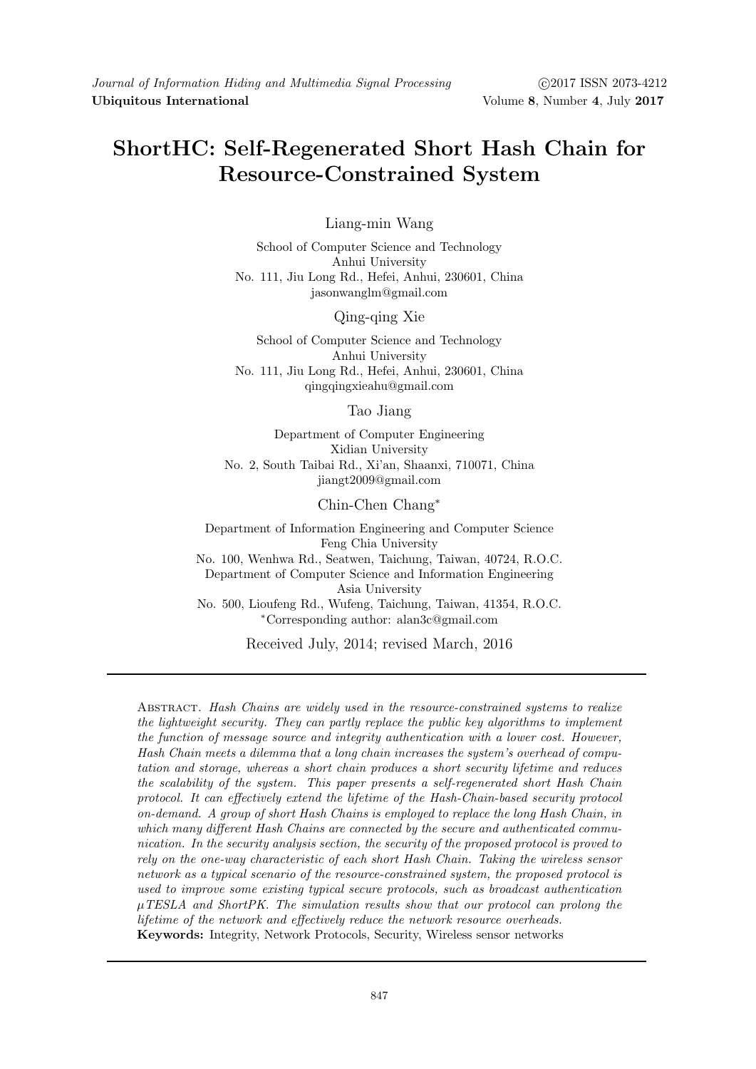# ShortHC: Self-Regenerated Short Hash Chain for Resource-Constrained System

Liang-min Wang

School of Computer Science and Technology
Anhui University
No. 111, Jiu Long Rd., Hefei, Anhui, 230601, China
jasonwanglm@gmail.com

Qing-qing Xie

School of Computer Science and Technology
Anhui University
No. 111, Jiu Long Rd., Hefei, Anhui, 230601, China
qingqingxieahu@gmail.com

Tao Jiang

Department of Computer Engineering
Xidian University
No. 2, South Taibai Rd., Xi'an, Shaanxi, 710071, China
jiangt2009@gmail.com

Chin-Chen Chang*

Department of Information Engineering and Computer Science
Feng Chia University
No. 100, Wenhwa Rd., Seatwen, Taichung, Taiwan, 40724, R.O.C.
Department of Computer Science and Information Engineering
Asia University
No. 500, Lioufeng Rd., Wufeng, Taichung, Taiwan, 41354, R.O.C.
*Corresponding author: alan3c@gmail.com

Received July, 2014; revised March, 2016

---

Abstract. *Hash Chains are widely used in the resource-constrained systems to realize the lightweight security. They can partly replace the public key algorithms to implement the function of message source and integrity authentication with a lower cost. However, Hash Chain meets a dilemma that a long chain increases the system's overhead of computation and storage, whereas a short chain produces a short security lifetime and reduces the scalability of the system. This paper presents a self-regenerated short Hash Chain protocol. It can effectively extend the lifetime of the Hash-Chain-based security protocol on-demand. A group of short Hash Chains is employed to replace the long Hash Chain, in which many different Hash Chains are connected by the secure and authenticated communication. In the security analysis section, the security of the proposed protocol is proved to rely on the one-way characteristic of each short Hash Chain. Taking the wireless sensor network as a typical scenario of the resource-constrained system, the proposed protocol is used to improve some existing typical secure protocols, such as broadcast authentication $\mu$TESLA and ShortPK. The simulation results show that our protocol can prolong the lifetime of the network and effectively reduce the network resource overheads.*

**Keywords:** Integrity, Network Protocols, Security, Wireless sensor networks

---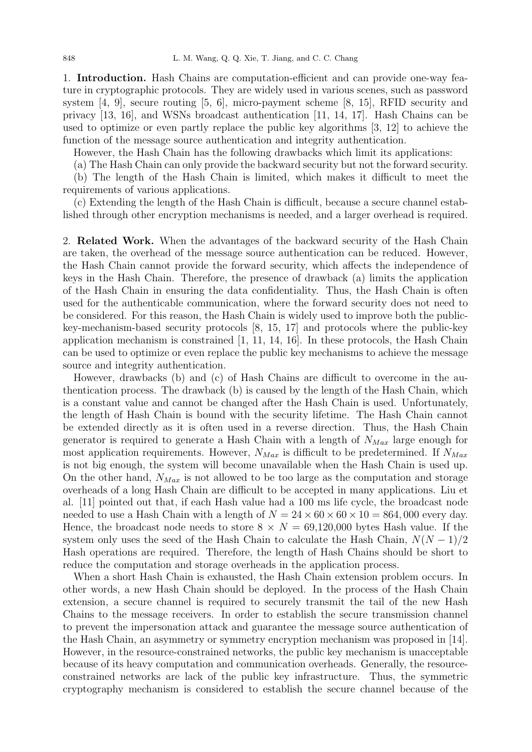1. **Introduction.** Hash Chains are computation-efficient and can provide one-way feature in cryptographic protocols. They are widely used in various scenes, such as password system [4, 9], secure routing [5, 6], micro-payment scheme [8, 15], RFID security and privacy [13, 16], and WSNs broadcast authentication [11, 14, 17]. Hash Chains can be used to optimize or even partly replace the public key algorithms [3, 12] to achieve the function of the message source authentication and integrity authentication.

However, the Hash Chain has the following drawbacks which limit its applications:

(a) The Hash Chain can only provide the backward security but not the forward security.

(b) The length of the Hash Chain is limited, which makes it difficult to meet the requirements of various applications.

(c) Extending the length of the Hash Chain is difficult, because a secure channel established through other encryption mechanisms is needed, and a larger overhead is required.

2. **Related Work.** When the advantages of the backward security of the Hash Chain are taken, the overhead of the message source authentication can be reduced. However, the Hash Chain cannot provide the forward security, which affects the independence of keys in the Hash Chain. Therefore, the presence of drawback (a) limits the application of the Hash Chain in ensuring the data confidentiality. Thus, the Hash Chain is often used for the authenticable communication, where the forward security does not need to be considered. For this reason, the Hash Chain is widely used to improve both the public-key-mechanism-based security protocols [8, 15, 17] and protocols where the public-key application mechanism is constrained [1, 11, 14, 16]. In these protocols, the Hash Chain can be used to optimize or even replace the public key mechanisms to achieve the message source and integrity authentication.

However, drawbacks (b) and (c) of Hash Chains are difficult to overcome in the authentication process. The drawback (b) is caused by the length of the Hash Chain, which is a constant value and cannot be changed after the Hash Chain is used. Unfortunately, the length of Hash Chain is bound with the security lifetime. The Hash Chain cannot be extended directly as it is often used in a reverse direction. Thus, the Hash Chain generator is required to generate a Hash Chain with a length of $N_{Max}$ large enough for most application requirements. However, $N_{Max}$ is difficult to be predetermined. If $N_{Max}$ is not big enough, the system will become unavailable when the Hash Chain is used up. On the other hand, $N_{Max}$ is not allowed to be too large as the computation and storage overheads of a long Hash Chain are difficult to be accepted in many applications. Liu et al. [11] pointed out that, if each Hash value had a 100 ms life cycle, the broadcast node needed to use a Hash Chain with a length of $N = 24 \times 60 \times 60 \times 10 = 864,000$ every day. Hence, the broadcast node needs to store $8 \times N = 69{,}120{,}000$ bytes Hash value. If the system only uses the seed of the Hash Chain to calculate the Hash Chain, $N(N-1)/2$ Hash operations are required. Therefore, the length of Hash Chains should be short to reduce the computation and storage overheads in the application process.

When a short Hash Chain is exhausted, the Hash Chain extension problem occurs. In other words, a new Hash Chain should be deployed. In the process of the Hash Chain extension, a secure channel is required to securely transmit the tail of the new Hash Chains to the message receivers. In order to establish the secure transmission channel to prevent the impersonation attack and guarantee the message source authentication of the Hash Chain, an asymmetry or symmetry encryption mechanism was proposed in [14]. However, in the resource-constrained networks, the public key mechanism is unacceptable because of its heavy computation and communication overheads. Generally, the resource-constrained networks are lack of the public key infrastructure. Thus, the symmetric cryptography mechanism is considered to establish the secure channel because of the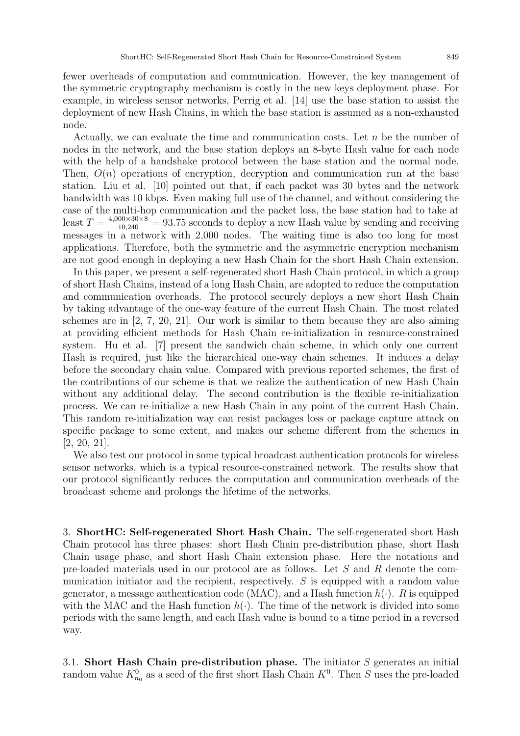fewer overheads of computation and communication. However, the key management of the symmetric cryptography mechanism is costly in the new keys deployment phase. For example, in wireless sensor networks, Perrig et al. [14] use the base station to assist the deployment of new Hash Chains, in which the base station is assumed as a non-exhausted node.

Actually, we can evaluate the time and communication costs. Let $n$ be the number of nodes in the network, and the base station deploys an 8-byte Hash value for each node with the help of a handshake protocol between the base station and the normal node. Then, $O(n)$ operations of encryption, decryption and communication run at the base station. Liu et al. [10] pointed out that, if each packet was 30 bytes and the network bandwidth was 10 kbps. Even making full use of the channel, and without considering the case of the multi-hop communication and the packet loss, the base station had to take at least $T = \frac{4{,}000 \times 30 \times 8}{10{,}240} = 93.75$ seconds to deploy a new Hash value by sending and receiving messages in a network with 2,000 nodes. The waiting time is also too long for most applications. Therefore, both the symmetric and the asymmetric encryption mechanism are not good enough in deploying a new Hash Chain for the short Hash Chain extension.

In this paper, we present a self-regenerated short Hash Chain protocol, in which a group of short Hash Chains, instead of a long Hash Chain, are adopted to reduce the computation and communication overheads. The protocol securely deploys a new short Hash Chain by taking advantage of the one-way feature of the current Hash Chain. The most related schemes are in [2, 7, 20, 21]. Our work is similar to them because they are also aiming at providing efficient methods for Hash Chain re-initialization in resource-constrained system. Hu et al. [7] present the sandwich chain scheme, in which only one current Hash is required, just like the hierarchical one-way chain schemes. It induces a delay before the secondary chain value. Compared with previous reported schemes, the first of the contributions of our scheme is that we realize the authentication of new Hash Chain without any additional delay. The second contribution is the flexible re-initialization process. We can re-initialize a new Hash Chain in any point of the current Hash Chain. This random re-initialization way can resist packages loss or package capture attack on specific package to some extent, and makes our scheme different from the schemes in [2, 20, 21].

We also test our protocol in some typical broadcast authentication protocols for wireless sensor networks, which is a typical resource-constrained network. The results show that our protocol significantly reduces the computation and communication overheads of the broadcast scheme and prolongs the lifetime of the networks.

## 3. ShortHC: Self-regenerated Short Hash Chain.

The self-regenerated short Hash Chain protocol has three phases: short Hash Chain pre-distribution phase, short Hash Chain usage phase, and short Hash Chain extension phase. Here the notations and pre-loaded materials used in our protocol are as follows. Let $S$ and $R$ denote the communication initiator and the recipient, respectively. $S$ is equipped with a random value generator, a message authentication code (MAC), and a Hash function $h(\cdot)$. $R$ is equipped with the MAC and the Hash function $h(\cdot)$. The time of the network is divided into some periods with the same length, and each Hash value is bound to a time period in a reversed way.

### 3.1. Short Hash Chain pre-distribution phase.

The initiator $S$ generates an initial random value $K^0_{n_0}$ as a seed of the first short Hash Chain $K^0$. Then $S$ uses the pre-loaded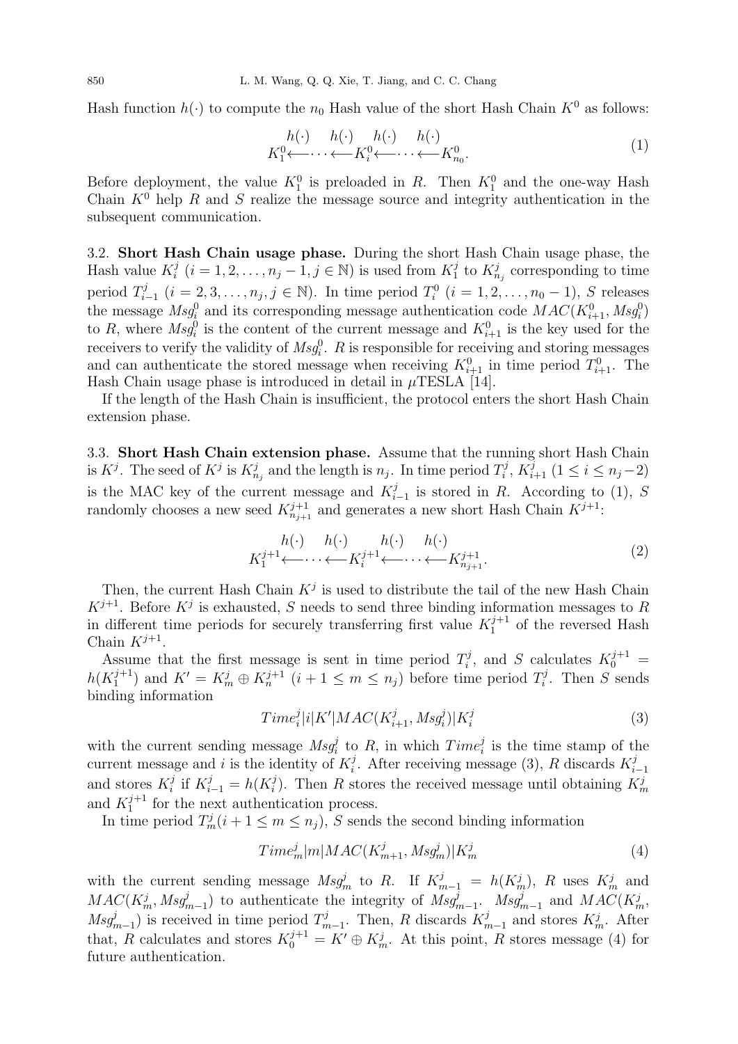Hash function $h(\cdot)$ to compute the $n_0$ Hash value of the short Hash Chain $K^0$ as follows:

$$K_1^0 \overset{h(\cdot)}{\longleftarrow} \cdots \overset{h(\cdot)}{\longleftarrow} K_i^0 \overset{h(\cdot)}{\longleftarrow} \cdots \overset{h(\cdot)}{\longleftarrow} K_{n_0}^0. \tag{1}$$

Before deployment, the value $K_1^0$ is preloaded in $R$. Then $K_1^0$ and the one-way Hash Chain $K^0$ help $R$ and $S$ realize the message source and integrity authentication in the subsequent communication.

**3.2. Short Hash Chain usage phase.** During the short Hash Chain usage phase, the Hash value $K_i^j$ ($i = 1, 2, \ldots, n_j - 1, j \in \mathbb{N}$) is used from $K_1^j$ to $K_{n_j}^j$ corresponding to time period $T_{i-1}^j$ ($i = 2, 3, \ldots, n_j, j \in \mathbb{N}$). In time period $T_i^0$ ($i = 1, 2, \ldots, n_0 - 1$), $S$ releases the message $Msg_i^0$ and its corresponding message authentication code $MAC(K_{i+1}^0, Msg_i^0)$ to $R$, where $Msg_i^0$ is the content of the current message and $K_{i+1}^0$ is the key used for the receivers to verify the validity of $Msg_i^0$. $R$ is responsible for receiving and storing messages and can authenticate the stored message when receiving $K_{i+1}^0$ in time period $T_{i+1}^0$. The Hash Chain usage phase is introduced in detail in $\mu$TESLA [14].

If the length of the Hash Chain is insufficient, the protocol enters the short Hash Chain extension phase.

**3.3. Short Hash Chain extension phase.** Assume that the running short Hash Chain is $K^j$. The seed of $K^j$ is $K_{n_j}^j$ and the length is $n_j$. In time period $T_i^j$, $K_{i+1}^j$ ($1 \leq i \leq n_j - 2$) is the MAC key of the current message and $K_{i-1}^j$ is stored in $R$. According to (1), $S$ randomly chooses a new seed $K_{n_{j+1}}^{j+1}$ and generates a new short Hash Chain $K^{j+1}$:

$$K_1^{j+1} \overset{h(\cdot)}{\longleftarrow} \cdots \overset{h(\cdot)}{\longleftarrow} K_i^{j+1} \overset{h(\cdot)}{\longleftarrow} \cdots \overset{h(\cdot)}{\longleftarrow} K_{n_{j+1}}^{j+1}. \tag{2}$$

Then, the current Hash Chain $K^j$ is used to distribute the tail of the new Hash Chain $K^{j+1}$. Before $K^j$ is exhausted, $S$ needs to send three binding information messages to $R$ in different time periods for securely transferring first value $K_1^{j+1}$ of the reversed Hash Chain $K^{j+1}$.

Assume that the first message is sent in time period $T_i^j$, and $S$ calculates $K_0^{j+1} = h(K_1^{j+1})$ and $K' = K_m^j \oplus K_n^{j+1}$ ($i + 1 \leq m \leq n_j$) before time period $T_i^j$. Then $S$ sends binding information

$$Time_i^j | i | K' | MAC(K_{i+1}^j, Msg_i^j) | K_i^j \tag{3}$$

with the current sending message $Msg_i^j$ to $R$, in which $Time_i^j$ is the time stamp of the current message and $i$ is the identity of $K_i^j$. After receiving message (3), $R$ discards $K_{i-1}^j$ and stores $K_i^j$ if $K_{i-1}^j = h(K_i^j)$. Then $R$ stores the received message until obtaining $K_m^j$ and $K_1^{j+1}$ for the next authentication process.

In time period $T_m^j (i + 1 \leq m \leq n_j)$, $S$ sends the second binding information

$$Time_m^j | m | MAC(K_{m+1}^j, Msg_m^j) | K_m^j \tag{4}$$

with the current sending message $Msg_m^j$ to $R$. If $K_{m-1}^j = h(K_m^j)$, $R$ uses $K_m^j$ and $MAC(K_m^j, Msg_{m-1}^j)$ to authenticate the integrity of $Msg_{m-1}^j$. $Msg_{m-1}^j$ and $MAC(K_m^j, Msg_{m-1}^j)$ is received in time period $T_{m-1}^j$. Then, $R$ discards $K_{m-1}^j$ and stores $K_m^j$. After that, $R$ calculates and stores $K_0^{j+1} = K' \oplus K_m^j$. At this point, $R$ stores message (4) for future authentication.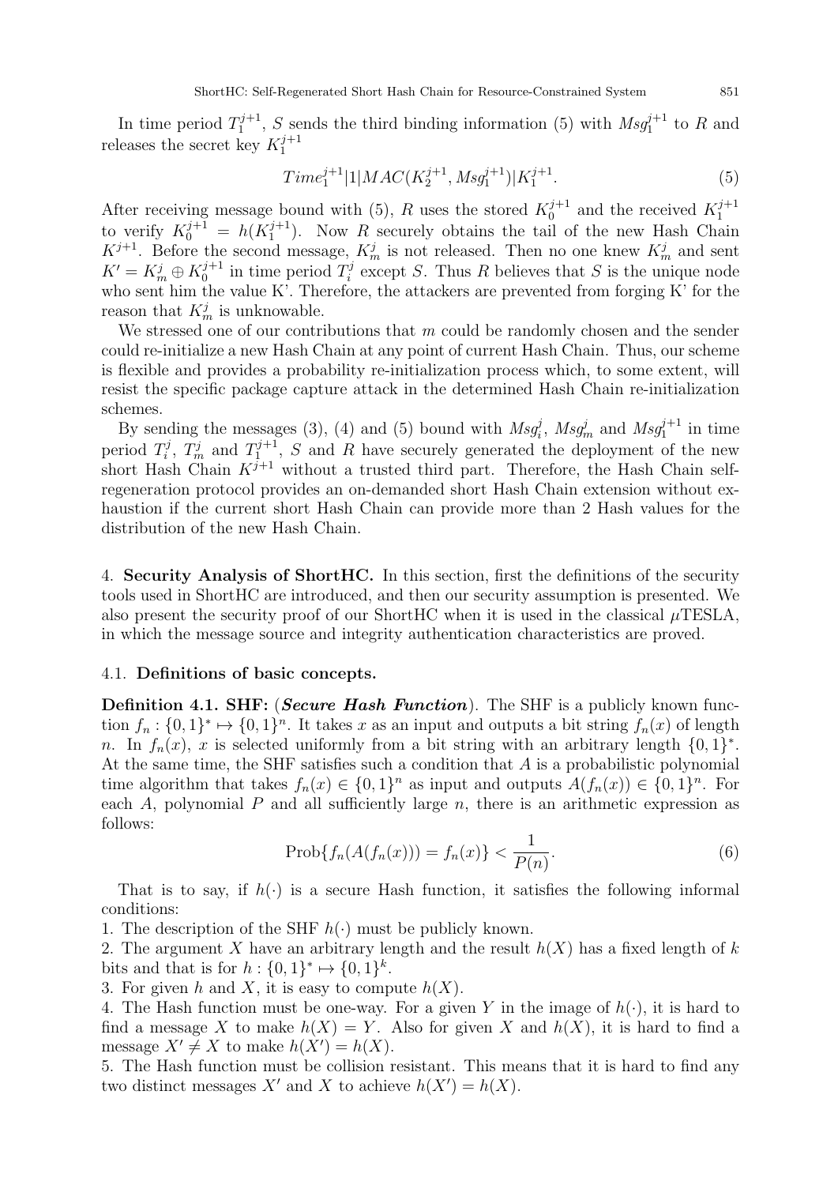In time period $T_1^{j+1}$, $S$ sends the third binding information (5) with $Msg_1^{j+1}$ to $R$ and releases the secret key $K_1^{j+1}$

$$Time_1^{j+1}|1|MAC(K_2^{j+1}, Msg_1^{j+1})|K_1^{j+1}. \tag{5}$$

After receiving message bound with (5), $R$ uses the stored $K_0^{j+1}$ and the received $K_1^{j+1}$ to verify $K_0^{j+1} = h(K_1^{j+1})$. Now $R$ securely obtains the tail of the new Hash Chain $K^{j+1}$. Before the second message, $K_m^j$ is not released. Then no one knew $K_m^j$ and sent $K' = K_m^j \oplus K_0^{j+1}$ in time period $T_i^j$ except $S$. Thus $R$ believes that $S$ is the unique node who sent him the value K'. Therefore, the attackers are prevented from forging K' for the reason that $K_m^j$ is unknowable.

We stressed one of our contributions that $m$ could be randomly chosen and the sender could re-initialize a new Hash Chain at any point of current Hash Chain. Thus, our scheme is flexible and provides a probability re-initialization process which, to some extent, will resist the specific package capture attack in the determined Hash Chain re-initialization schemes.

By sending the messages (3), (4) and (5) bound with $Msg_i^j$, $Msg_m^j$ and $Msg_1^{j+1}$ in time period $T_i^j$, $T_m^j$ and $T_1^{j+1}$, $S$ and $R$ have securely generated the deployment of the new short Hash Chain $K^{j+1}$ without a trusted third part. Therefore, the Hash Chain self-regeneration protocol provides an on-demanded short Hash Chain extension without exhaustion if the current short Hash Chain can provide more than 2 Hash values for the distribution of the new Hash Chain.

## 4. Security Analysis of ShortHC.

In this section, first the definitions of the security tools used in ShortHC are introduced, and then our security assumption is presented. We also present the security proof of our ShortHC when it is used in the classical $\mu$TESLA, in which the message source and integrity authentication characteristics are proved.

### 4.1. Definitions of basic concepts.

**Definition 4.1. SHF:** (***Secure Hash Function***). The SHF is a publicly known function $f_n : \{0,1\}^* \mapsto \{0,1\}^n$. It takes $x$ as an input and outputs a bit string $f_n(x)$ of length $n$. In $f_n(x)$, $x$ is selected uniformly from a bit string with an arbitrary length $\{0,1\}^*$. At the same time, the SHF satisfies such a condition that $A$ is a probabilistic polynomial time algorithm that takes $f_n(x) \in \{0,1\}^n$ as input and outputs $A(f_n(x)) \in \{0,1\}^n$. For each $A$, polynomial $P$ and all sufficiently large $n$, there is an arithmetic expression as follows:

$$\text{Prob}\{f_n(A(f_n(x))) = f_n(x)\} < \frac{1}{P(n)}. \tag{6}$$

That is to say, if $h(\cdot)$ is a secure Hash function, it satisfies the following informal conditions:

1. The description of the SHF $h(\cdot)$ must be publicly known.
2. The argument $X$ have an arbitrary length and the result $h(X)$ has a fixed length of $k$ bits and that is for $h : \{0,1\}^* \mapsto \{0,1\}^k$.
3. For given $h$ and $X$, it is easy to compute $h(X)$.
4. The Hash function must be one-way. For a given $Y$ in the image of $h(\cdot)$, it is hard to find a message $X$ to make $h(X) = Y$. Also for given $X$ and $h(X)$, it is hard to find a message $X' \neq X$ to make $h(X') = h(X)$.
5. The Hash function must be collision resistant. This means that it is hard to find any two distinct messages $X'$ and $X$ to achieve $h(X') = h(X)$.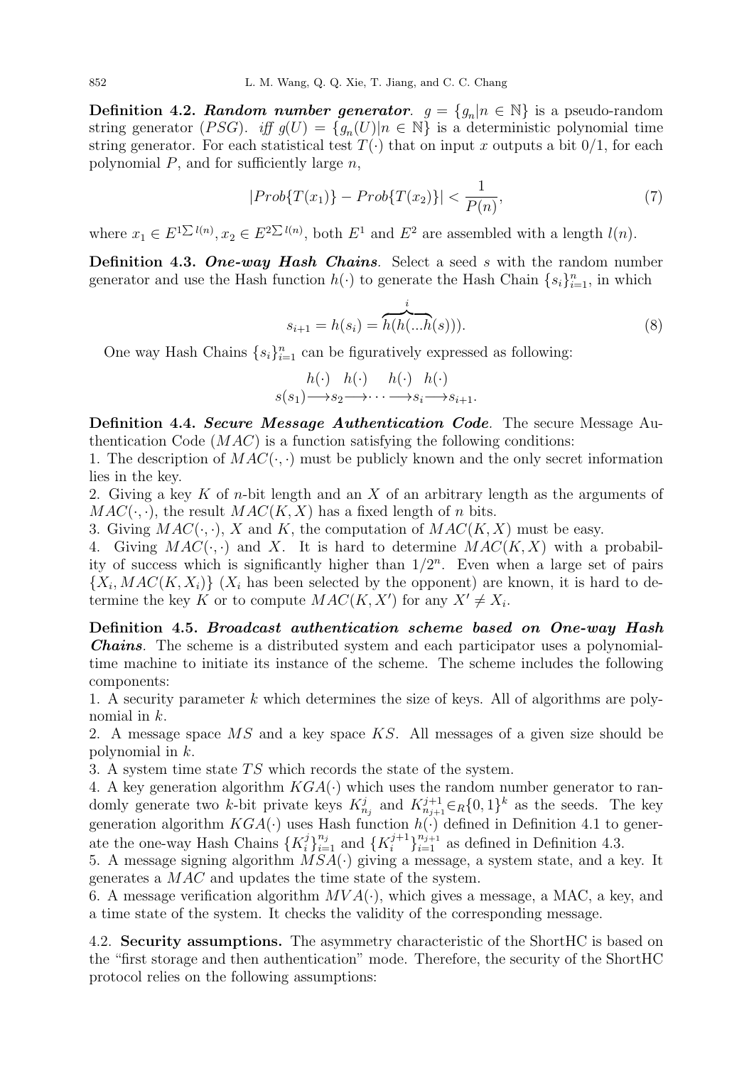**Definition 4.2.** ***Random number generator***. $g = \{g_n | n \in \mathbb{N}\}$ is a pseudo-random string generator ($PSG$). *iff* $g(U) = \{g_n(U) | n \in \mathbb{N}\}$ is a deterministic polynomial time string generator. For each statistical test $T(\cdot)$ that on input $x$ outputs a bit 0/1, for each polynomial $P$, and for sufficiently large $n$,

$$|Prob\{T(x_1)\} - Prob\{T(x_2)\}| < \frac{1}{P(n)}, \tag{7}$$

where $x_1 \in E^{1\sum l(n)}, x_2 \in E^{2\sum l(n)}$, both $E^1$ and $E^2$ are assembled with a length $l(n)$.

**Definition 4.3.** ***One-way Hash Chains***. Select a seed $s$ with the random number generator and use the Hash function $h(\cdot)$ to generate the Hash Chain $\{s_i\}_{i=1}^n$, in which

$$s_{i+1} = h(s_i) = \overbrace{h(h(...h}^{i}(s))). \tag{8}$$

One way Hash Chains $\{s_i\}_{i=1}^n$ can be figuratively expressed as following:

$$s(s_1) \xrightarrow{h(\cdot)} s_2 \xrightarrow{h(\cdot)} \cdots \xrightarrow{h(\cdot)} s_i \xrightarrow{h(\cdot)} s_{i+1}.$$

**Definition 4.4.** ***Secure Message Authentication Code***. The secure Message Authentication Code ($MAC$) is a function satisfying the following conditions:

1. The description of $MAC(\cdot, \cdot)$ must be publicly known and the only secret information lies in the key.
2. Giving a key $K$ of $n$-bit length and an $X$ of an arbitrary length as the arguments of $MAC(\cdot, \cdot)$, the result $MAC(K, X)$ has a fixed length of $n$ bits.
3. Giving $MAC(\cdot, \cdot)$, $X$ and $K$, the computation of $MAC(K, X)$ must be easy.
4. Giving $MAC(\cdot, \cdot)$ and $X$. It is hard to determine $MAC(K, X)$ with a probability of success which is significantly higher than $1/2^n$. Even when a large set of pairs $\{X_i, MAC(K, X_i)\}$ ($X_i$ has been selected by the opponent) are known, it is hard to determine the key $K$ or to compute $MAC(K, X')$ for any $X' \neq X_i$.

**Definition 4.5.** ***Broadcast authentication scheme based on One-way Hash Chains***. The scheme is a distributed system and each participator uses a polynomial-time machine to initiate its instance of the scheme. The scheme includes the following components:

1. A security parameter $k$ which determines the size of keys. All of algorithms are polynomial in $k$.
2. A message space $MS$ and a key space $KS$. All messages of a given size should be polynomial in $k$.
3. A system time state $TS$ which records the state of the system.
4. A key generation algorithm $KGA(\cdot)$ which uses the random number generator to randomly generate two $k$-bit private keys $K_{n_j}^j$ and $K_{n_{j+1}}^{j+1} \in_R \{0,1\}^k$ as the seeds. The key generation algorithm $KGA(\cdot)$ uses Hash function $h(\cdot)$ defined in Definition 4.1 to generate the one-way Hash Chains $\{K_i^j\}_{i=1}^{n_j}$ and $\{K_i^{j+1}\}_{i=1}^{n_{j+1}}$ as defined in Definition 4.3.
5. A message signing algorithm $MSA(\cdot)$ giving a message, a system state, and a key. It generates a $MAC$ and updates the time state of the system.
6. A message verification algorithm $MVA(\cdot)$, which gives a message, a MAC, a key, and a time state of the system. It checks the validity of the corresponding message.

## 4.2. Security assumptions.

The asymmetry characteristic of the ShortHC is based on the "first storage and then authentication" mode. Therefore, the security of the ShortHC protocol relies on the following assumptions: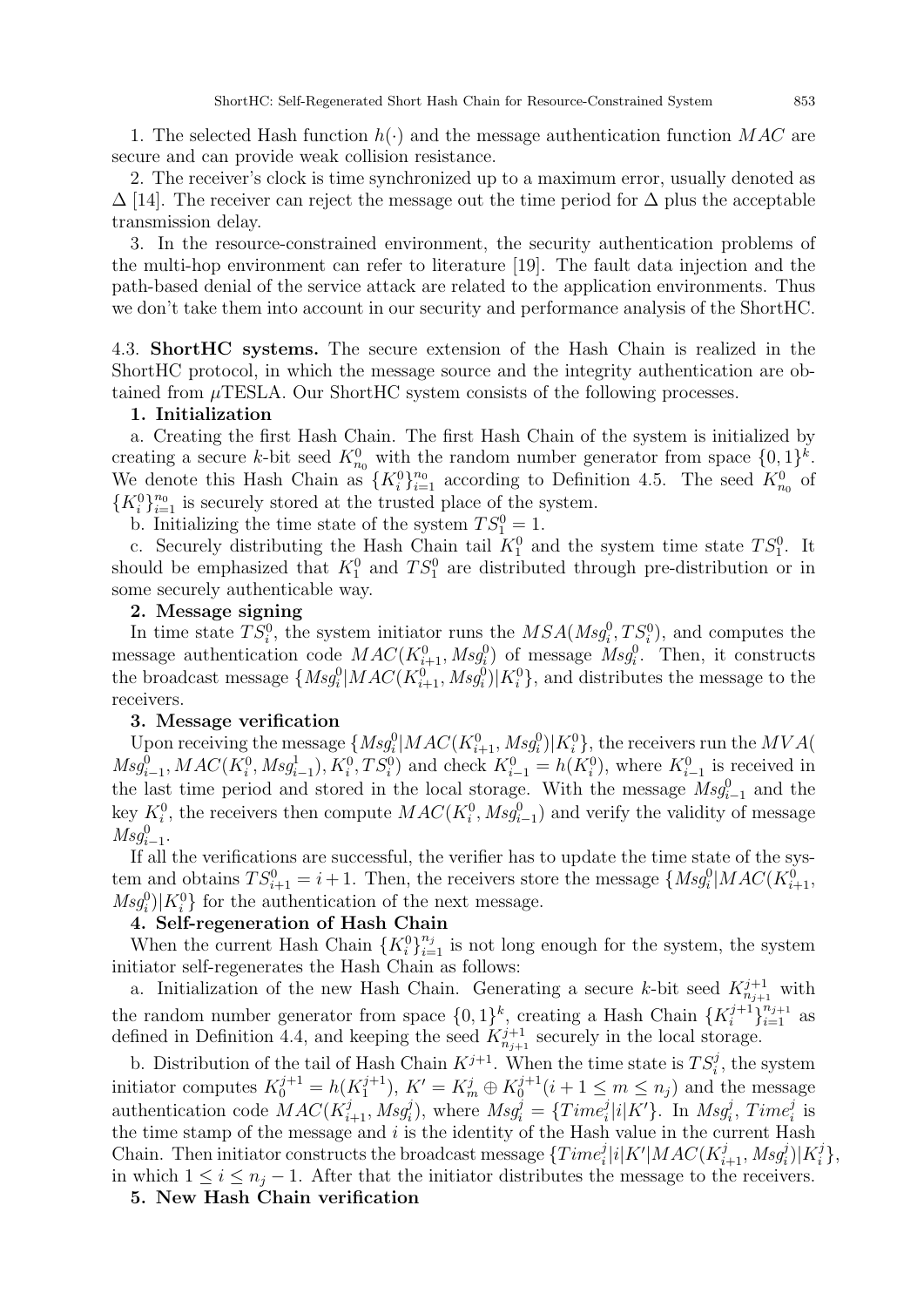1. The selected Hash function $h(\cdot)$ and the message authentication function $MAC$ are secure and can provide weak collision resistance.

2. The receiver's clock is time synchronized up to a maximum error, usually denoted as $\Delta$ [14]. The receiver can reject the message out the time period for $\Delta$ plus the acceptable transmission delay.

3. In the resource-constrained environment, the security authentication problems of the multi-hop environment can refer to literature [19]. The fault data injection and the path-based denial of the service attack are related to the application environments. Thus we don't take them into account in our security and performance analysis of the ShortHC.

**4.3. ShortHC systems.** The secure extension of the Hash Chain is realized in the ShortHC protocol, in which the message source and the integrity authentication are obtained from $\mu$TESLA. Our ShortHC system consists of the following processes.

**1. Initialization**

a. Creating the first Hash Chain. The first Hash Chain of the system is initialized by creating a secure $k$-bit seed $K^0_{n_0}$ with the random number generator from space $\{0,1\}^k$. We denote this Hash Chain as $\{K^0_i\}^{n_0}_{i=1}$ according to Definition 4.5. The seed $K^0_{n_0}$ of $\{K^0_i\}^{n_0}_{i=1}$ is securely stored at the trusted place of the system.

b. Initializing the time state of the system $TS^0_1 = 1$.

c. Securely distributing the Hash Chain tail $K^0_1$ and the system time state $TS^0_1$. It should be emphasized that $K^0_1$ and $TS^0_1$ are distributed through pre-distribution or in some securely authenticable way.

**2. Message signing**

In time state $TS^0_i$, the system initiator runs the $MSA(Msg^0_i, TS^0_i)$, and computes the message authentication code $MAC(K^0_{i+1}, Msg^0_i)$ of message $Msg^0_i$. Then, it constructs the broadcast message $\{Msg^0_i|MAC(K^0_{i+1}, Msg^0_i)|K^0_i\}$, and distributes the message to the receivers.

**3. Message verification**

Upon receiving the message $\{Msg^0_i|MAC(K^0_{i+1}, Msg^0_i)|K^0_i\}$, the receivers run the $MVA(Msg^0_{i-1}, MAC(K^0_i, Msg^1_{i-1}), K^0_i, TS^0_i)$ and check $K^0_{i-1} = h(K^0_i)$, where $K^0_{i-1}$ is received in the last time period and stored in the local storage. With the message $Msg^0_{i-1}$ and the key $K^0_i$, the receivers then compute $MAC(K^0_i, Msg^0_{i-1})$ and verify the validity of message $Msg^0_{i-1}$.

If all the verifications are successful, the verifier has to update the time state of the system and obtains $TS^0_{i+1} = i+1$. Then, the receivers store the message $\{Msg^0_i|MAC(K^0_{i+1}, Msg^0_i)|K^0_i\}$ for the authentication of the next message.

**4. Self-regeneration of Hash Chain**

When the current Hash Chain $\{K^0_i\}^{n_j}_{i=1}$ is not long enough for the system, the system initiator self-regenerates the Hash Chain as follows:

a. Initialization of the new Hash Chain. Generating a secure $k$-bit seed $K^{j+1}_{n_{j+1}}$ with the random number generator from space $\{0,1\}^k$, creating a Hash Chain $\{K^{j+1}_i\}^{n_{j+1}}_{i=1}$ as defined in Definition 4.4, and keeping the seed $K^{j+1}_{n_{j+1}}$ securely in the local storage.

b. Distribution of the tail of Hash Chain $K^{j+1}$. When the time state is $TS^j_i$, the system initiator computes $K^{j+1}_0 = h(K^{j+1}_1)$, $K' = K^j_m \oplus K^{j+1}_0 (i+1 \leq m \leq n_j)$ and the message authentication code $MAC(K^j_{i+1}, Msg^j_i)$, where $Msg^j_i = \{Time^j_i|i|K'\}$. In $Msg^j_i$, $Time^j_i$ is the time stamp of the message and $i$ is the identity of the Hash value in the current Hash Chain. Then initiator constructs the broadcast message $\{Time^j_i|i|K'|MAC(K^j_{i+1}, Msg^j_i)|K^j_i\}$, in which $1 \leq i \leq n_j - 1$. After that the initiator distributes the message to the receivers.

**5. New Hash Chain verification**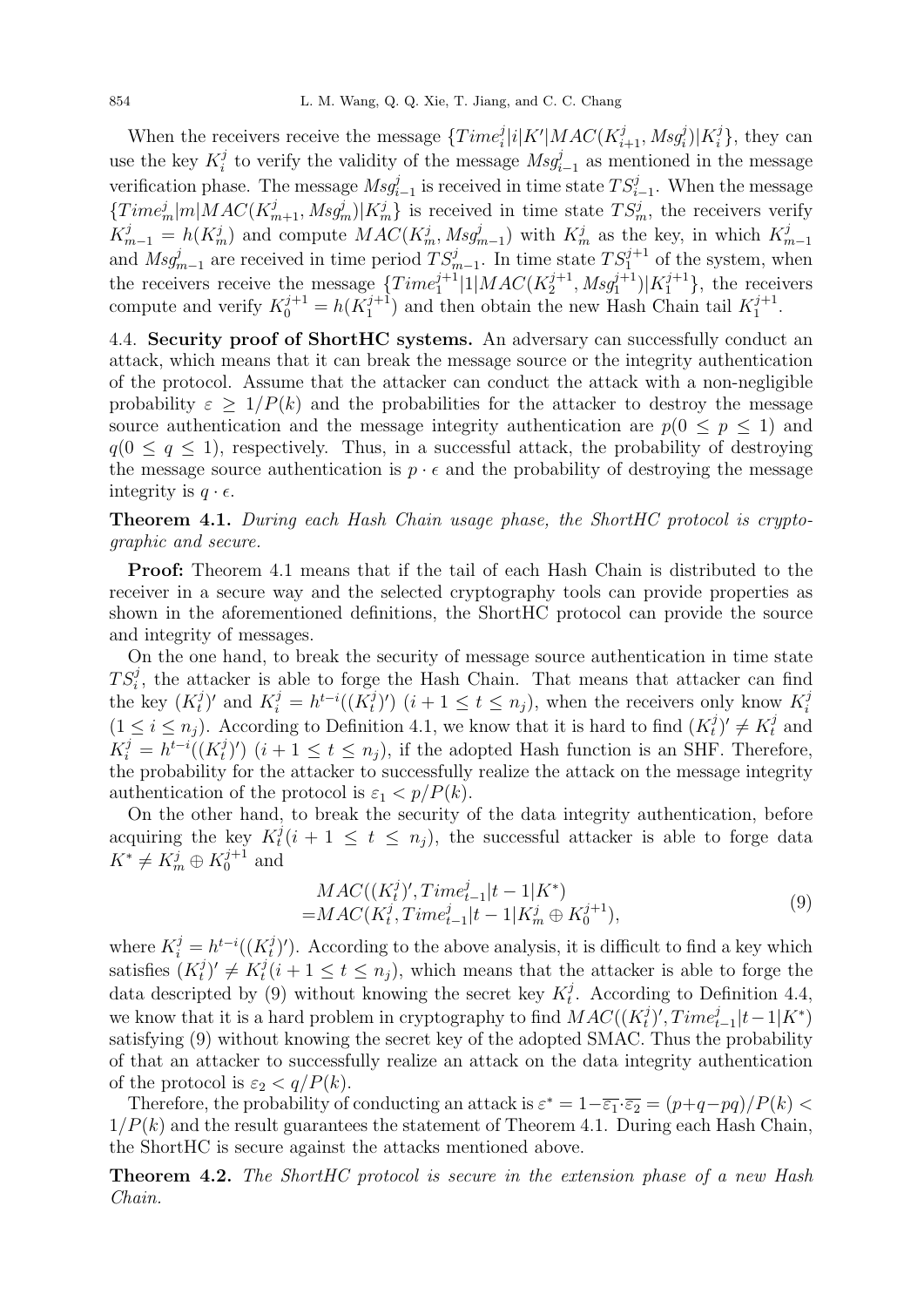When the receivers receive the message $\{Time_i^j|i|K'|MAC(K_{i+1}^j, Msg_i^j)|K_i^j\}$, they can use the key $K_i^j$ to verify the validity of the message $Msg_{i-1}^j$ as mentioned in the message verification phase. The message $Msg_{i-1}^j$ is received in time state $TS_{i-1}^j$. When the message $\{Time_m^j|m|MAC(K_{m+1}^j, Msg_m^j)|K_m^j\}$ is received in time state $TS_m^j$, the receivers verify $K_{m-1}^j = h(K_m^j)$ and compute $MAC(K_m^j, Msg_{m-1}^j)$ with $K_m^j$ as the key, in which $K_{m-1}^j$ and $Msg_{m-1}^j$ are received in time period $TS_{m-1}^j$. In time state $TS_1^{j+1}$ of the system, when the receivers receive the message $\{Time_1^{j+1}|1|MAC(K_2^{j+1}, Msg_1^{j+1})|K_1^{j+1}\}$, the receivers compute and verify $K_0^{j+1} = h(K_1^{j+1})$ and then obtain the new Hash Chain tail $K_1^{j+1}$.

4.4. **Security proof of ShortHC systems.** An adversary can successfully conduct an attack, which means that it can break the message source or the integrity authentication of the protocol. Assume that the attacker can conduct the attack with a non-negligible probability $\varepsilon \geq 1/P(k)$ and the probabilities for the attacker to destroy the message source authentication and the message integrity authentication are $p (0 \leq p \leq 1)$ and $q (0 \leq q \leq 1)$, respectively. Thus, in a successful attack, the probability of destroying the message source authentication is $p \cdot \epsilon$ and the probability of destroying the message integrity is $q \cdot \epsilon$.

**Theorem 4.1.** *During each Hash Chain usage phase, the ShortHC protocol is cryptographic and secure.*

**Proof:** Theorem 4.1 means that if the tail of each Hash Chain is distributed to the receiver in a secure way and the selected cryptography tools can provide properties as shown in the aforementioned definitions, the ShortHC protocol can provide the source and integrity of messages.

On the one hand, to break the security of message source authentication in time state $TS_i^j$, the attacker is able to forge the Hash Chain. That means that attacker can find the key $(K_t^j)'$ and $K_i^j = h^{t-i}((K_t^j)')$ $(i+1 \leq t \leq n_j)$, when the receivers only know $K_i^j$ $(1 \leq i \leq n_j)$. According to Definition 4.1, we know that it is hard to find $(K_t^j)' \neq K_t^j$ and $K_i^j = h^{t-i}((K_t^j)')$ $(i+1 \leq t \leq n_j)$, if the adopted Hash function is an SHF. Therefore, the probability for the attacker to successfully realize the attack on the message integrity authentication of the protocol is $\varepsilon_1 < p/P(k)$.

On the other hand, to break the security of the data integrity authentication, before acquiring the key $K_t^j (i+1 \leq t \leq n_j)$, the successful attacker is able to forge data $K^* \neq K_m^j \oplus K_0^{j+1}$ and

$$
\begin{aligned}
&MAC((K_t^j)', Time_{t-1}^j|t-1|K^*) \\
=&MAC(K_t^j, Time_{t-1}^j|t-1|K_m^j \oplus K_0^{j+1}),
\end{aligned}
\tag{9}
$$

where $K_i^j = h^{t-i}((K_t^j)')$. According to the above analysis, it is difficult to find a key which satisfies $(K_t^j)' \neq K_t^j (i+1 \leq t \leq n_j)$, which means that the attacker is able to forge the data descripted by (9) without knowing the secret key $K_t^j$. According to Definition 4.4, we know that it is a hard problem in cryptography to find $MAC((K_t^j)', Time_{t-1}^j|t-1|K^*)$ satisfying (9) without knowing the secret key of the adopted SMAC. Thus the probability of that an attacker to successfully realize an attack on the data integrity authentication of the protocol is $\varepsilon_2 < q/P(k)$.

Therefore, the probability of conducting an attack is $\varepsilon^* = 1 - \overline{\varepsilon_1} \cdot \overline{\varepsilon_2} = (p+q-pq)/P(k) < 1/P(k)$ and the result guarantees the statement of Theorem 4.1. During each Hash Chain, the ShortHC is secure against the attacks mentioned above.

**Theorem 4.2.** *The ShortHC protocol is secure in the extension phase of a new Hash Chain.*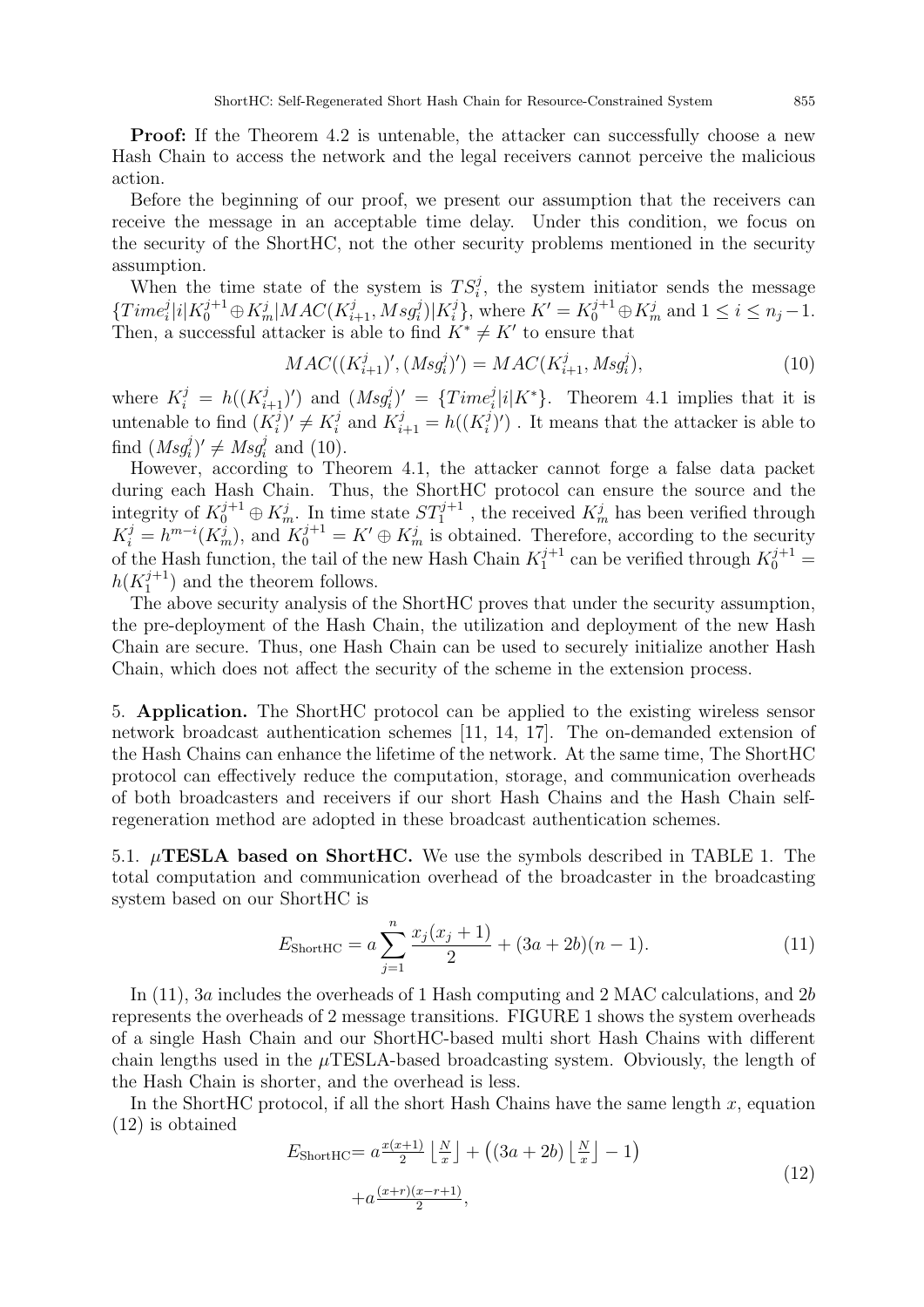**Proof:** If the Theorem 4.2 is untenable, the attacker can successfully choose a new Hash Chain to access the network and the legal receivers cannot perceive the malicious action.

Before the beginning of our proof, we present our assumption that the receivers can receive the message in an acceptable time delay. Under this condition, we focus on the security of the ShortHC, not the other security problems mentioned in the security assumption.

When the time state of the system is $TS_i^j$, the system initiator sends the message $\{Time_i^j|i|K_0^{j+1} \oplus K_m^j|MAC(K_{i+1}^j, Msg_i^j)|K_i^j\}$, where $K' = K_0^{j+1} \oplus K_m^j$ and $1 \le i \le n_j - 1$. Then, a successful attacker is able to find $K^* \neq K'$ to ensure that

$$MAC((K_{i+1}^j)', (Msg_i^j)') = MAC(K_{i+1}^j, Msg_i^j), \tag{10}$$

where $K_i^j = h((K_{i+1}^j)')$ and $(Msg_i^j)' = \{Time_i^j|i|K^*\}$. Theorem 4.1 implies that it is untenable to find $(K_i^j)' \neq K_i^j$ and $K_{i+1}^j = h((K_i^j)')$ . It means that the attacker is able to find $(Msg_i^j)' \neq Msg_i^j$ and (10).

However, according to Theorem 4.1, the attacker cannot forge a false data packet during each Hash Chain. Thus, the ShortHC protocol can ensure the source and the integrity of $K_0^{j+1} \oplus K_m^j$. In time state $ST_1^{j+1}$ , the received $K_m^j$ has been verified through $K_i^j = h^{m-i}(K_m^j)$, and $K_0^{j+1} = K' \oplus K_m^j$ is obtained. Therefore, according to the security of the Hash function, the tail of the new Hash Chain $K_1^{j+1}$ can be verified through $K_0^{j+1} = h(K_1^{j+1})$ and the theorem follows.

The above security analysis of the ShortHC proves that under the security assumption, the pre-deployment of the Hash Chain, the utilization and deployment of the new Hash Chain are secure. Thus, one Hash Chain can be used to securely initialize another Hash Chain, which does not affect the security of the scheme in the extension process.

## 5. Application.

The ShortHC protocol can be applied to the existing wireless sensor network broadcast authentication schemes [11, 14, 17]. The on-demanded extension of the Hash Chains can enhance the lifetime of the network. At the same time, The ShortHC protocol can effectively reduce the computation, storage, and communication overheads of both broadcasters and receivers if our short Hash Chains and the Hash Chain self-regeneration method are adopted in these broadcast authentication schemes.

### 5.1. $\mu$TESLA based on ShortHC.

We use the symbols described in TABLE 1. The total computation and communication overhead of the broadcaster in the broadcasting system based on our ShortHC is

$$E_{\text{ShortHC}} = a \sum_{j=1}^{n} \frac{x_j(x_j+1)}{2} + (3a + 2b)(n-1). \tag{11}$$

In (11), $3a$ includes the overheads of 1 Hash computing and 2 MAC calculations, and $2b$ represents the overheads of 2 message transitions. FIGURE 1 shows the system overheads of a single Hash Chain and our ShortHC-based multi short Hash Chains with different chain lengths used in the $\mu$TESLA-based broadcasting system. Obviously, the length of the Hash Chain is shorter, and the overhead is less.

In the ShortHC protocol, if all the short Hash Chains have the same length $x$, equation (12) is obtained

$$E_{\text{ShortHC}} = a\frac{x(x+1)}{2}\left\lfloor \frac{N}{x} \right\rfloor + \left((3a+2b)\left\lfloor \frac{N}{x} \right\rfloor - 1\right) + a\frac{(x+r)(x-r+1)}{2}, \tag{12}$$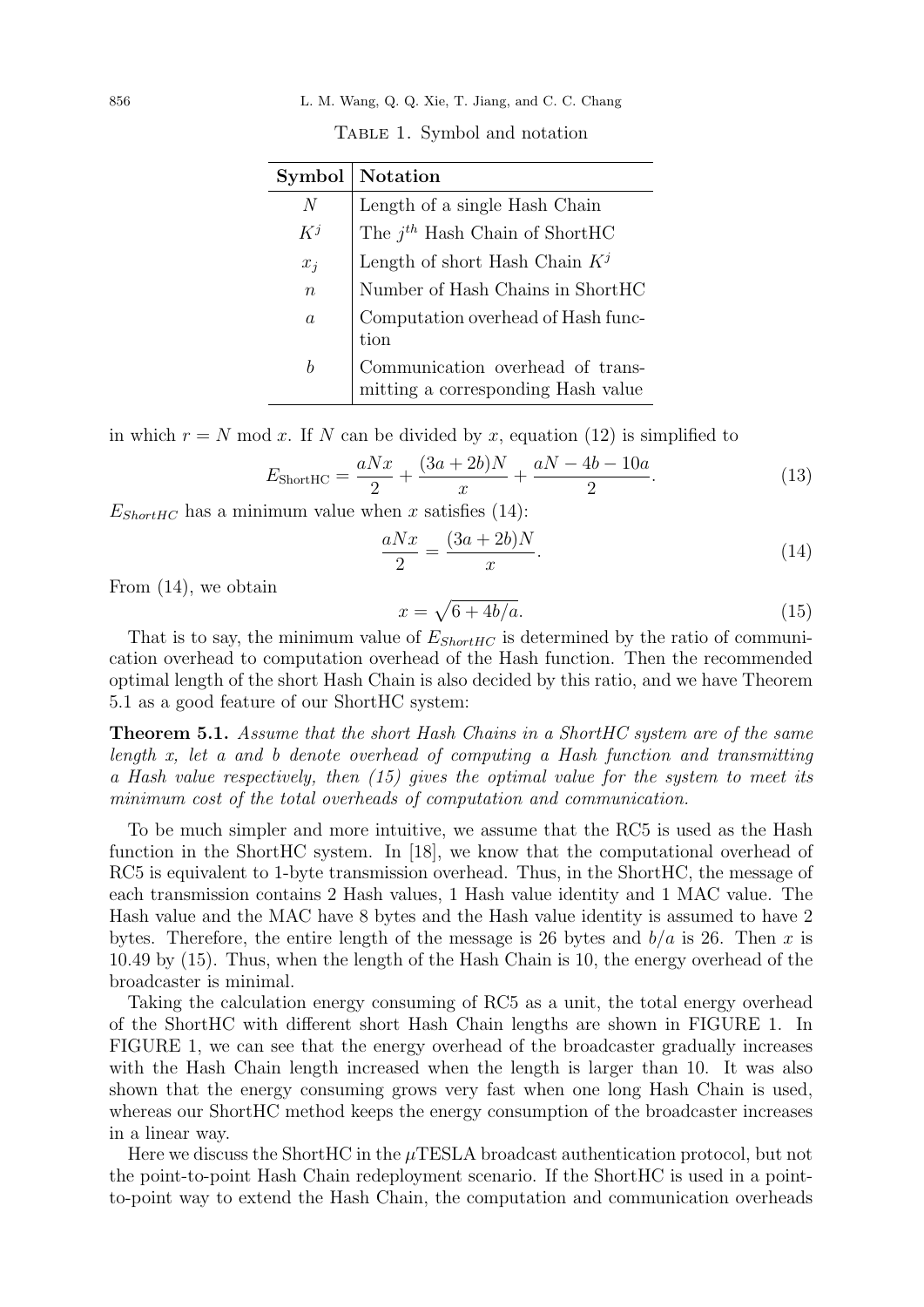Table 1. Symbol and notation

| Symbol | Notation |
|---|---|
| $N$ | Length of a single Hash Chain |
| $K^j$ | The $j^{th}$ Hash Chain of ShortHC |
| $x_j$ | Length of short Hash Chain $K^j$ |
| $n$ | Number of Hash Chains in ShortHC |
| $a$ | Computation overhead of Hash function |
| $b$ | Communication overhead of transmitting a corresponding Hash value |

in which $r = N \bmod x$. If $N$ can be divided by $x$, equation (12) is simplified to

$$E_{\text{ShortHC}} = \frac{aNx}{2} + \frac{(3a+2b)N}{x} + \frac{aN - 4b - 10a}{2}. \tag{13}$$

$E_{ShortHC}$ has a minimum value when $x$ satisfies (14):

$$\frac{aNx}{2} = \frac{(3a+2b)N}{x}. \tag{14}$$

From (14), we obtain

$$x = \sqrt{6 + 4b/a}. \tag{15}$$

That is to say, the minimum value of $E_{ShortHC}$ is determined by the ratio of communication overhead to computation overhead of the Hash function. Then the recommended optimal length of the short Hash Chain is also decided by this ratio, and we have Theorem 5.1 as a good feature of our ShortHC system:

**Theorem 5.1.** *Assume that the short Hash Chains in a ShortHC system are of the same length $x$, let $a$ and $b$ denote overhead of computing a Hash function and transmitting a Hash value respectively, then (15) gives the optimal value for the system to meet its minimum cost of the total overheads of computation and communication.*

To be much simpler and more intuitive, we assume that the RC5 is used as the Hash function in the ShortHC system. In [18], we know that the computational overhead of RC5 is equivalent to 1-byte transmission overhead. Thus, in the ShortHC, the message of each transmission contains 2 Hash values, 1 Hash value identity and 1 MAC value. The Hash value and the MAC have 8 bytes and the Hash value identity is assumed to have 2 bytes. Therefore, the entire length of the message is 26 bytes and $b/a$ is 26. Then $x$ is 10.49 by (15). Thus, when the length of the Hash Chain is 10, the energy overhead of the broadcaster is minimal.

Taking the calculation energy consuming of RC5 as a unit, the total energy overhead of the ShortHC with different short Hash Chain lengths are shown in FIGURE 1. In FIGURE 1, we can see that the energy overhead of the broadcaster gradually increases with the Hash Chain length increased when the length is larger than 10. It was also shown that the energy consuming grows very fast when one long Hash Chain is used, whereas our ShortHC method keeps the energy consumption of the broadcaster increases in a linear way.

Here we discuss the ShortHC in the $\mu$TESLA broadcast authentication protocol, but not the point-to-point Hash Chain redeployment scenario. If the ShortHC is used in a point-to-point way to extend the Hash Chain, the computation and communication overheads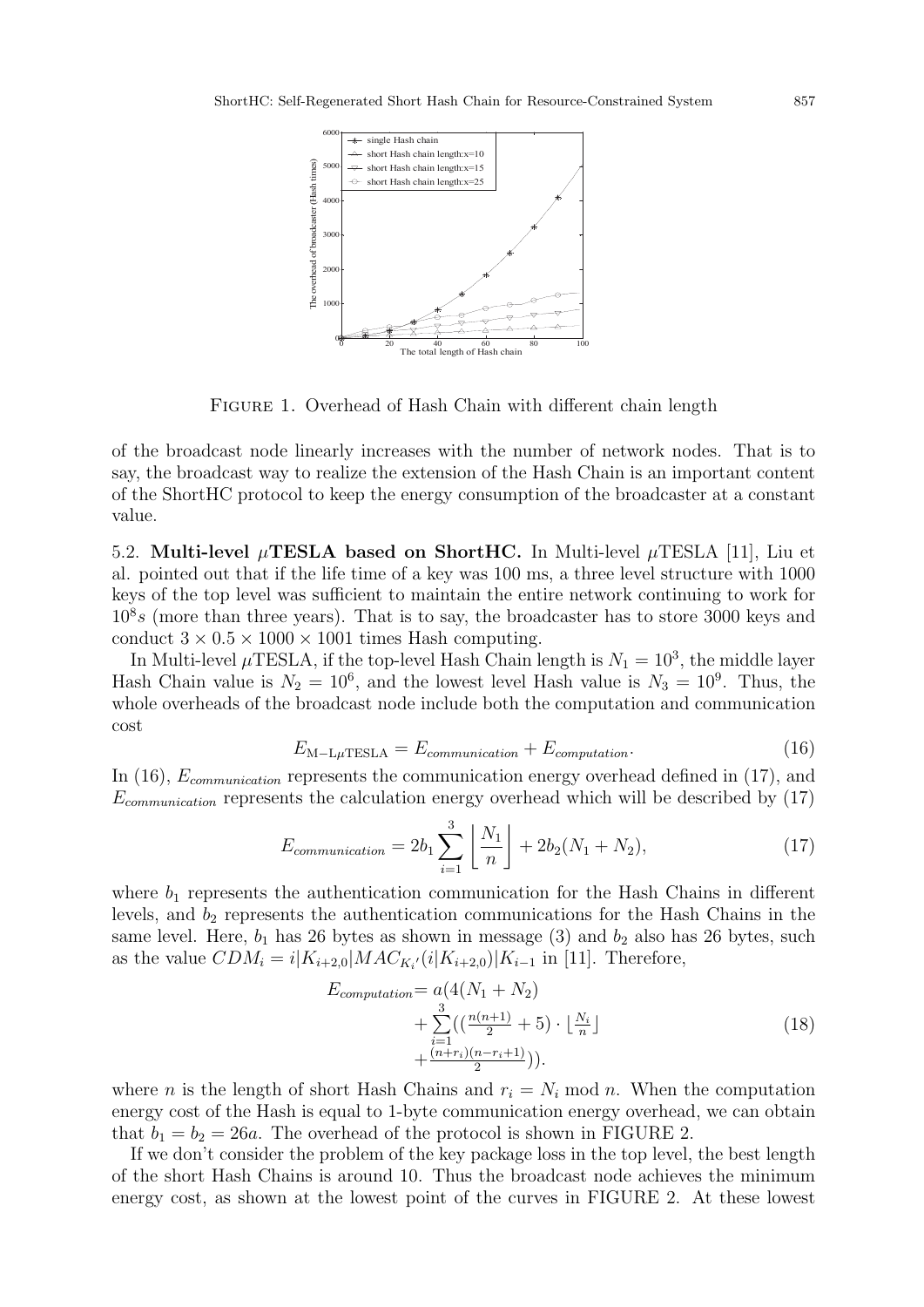FIGURE 1. Overhead of Hash Chain with different chain length

of the broadcast node linearly increases with the number of network nodes. That is to say, the broadcast way to realize the extension of the Hash Chain is an important content of the ShortHC protocol to keep the energy consumption of the broadcaster at a constant value.

5.2. **Multi-level $\mu$TESLA based on ShortHC.** In Multi-level $\mu$TESLA [11], Liu et al. pointed out that if the life time of a key was 100 ms, a three level structure with 1000 keys of the top level was sufficient to maintain the entire network continuing to work for $10^8 s$ (more than three years). That is to say, the broadcaster has to store 3000 keys and conduct $3 \times 0.5 \times 1000 \times 1001$ times Hash computing.

In Multi-level $\mu$TESLA, if the top-level Hash Chain length is $N_1 = 10^3$, the middle layer Hash Chain value is $N_2 = 10^6$, and the lowest level Hash value is $N_3 = 10^9$. Thus, the whole overheads of the broadcast node include both the computation and communication cost

$$E_{\text{M-L}\mu\text{TESLA}} = E_{communication} + E_{computation}. \tag{16}$$

In (16), $E_{communication}$ represents the communication energy overhead defined in (17), and $E_{communication}$ represents the calculation energy overhead which will be described by (17)

$$E_{communication} = 2b_1 \sum_{i=1}^{3} \left\lfloor \frac{N_1}{n} \right\rfloor + 2b_2(N_1 + N_2), \tag{17}$$

where $b_1$ represents the authentication communication for the Hash Chains in different levels, and $b_2$ represents the authentication communications for the Hash Chains in the same level. Here, $b_1$ has 26 bytes as shown in message (3) and $b_2$ also has 26 bytes, such as the value $CDM_i = i|K_{i+2,0}|MAC_{K_i'}(i|K_{i+2,0})|K_{i-1}$ in [11]. Therefore,

$$\begin{aligned} E_{computation} = {} & a(4(N_1 + N_2) \\ & + \sum_{i=1}^{3}((\tfrac{n(n+1)}{2} + 5) \cdot \lfloor \tfrac{N_i}{n} \rfloor \\ & + \tfrac{(n+r_i)(n-r_i+1)}{2})). \end{aligned} \tag{18}$$

where $n$ is the length of short Hash Chains and $r_i = N_i \bmod n$. When the computation energy cost of the Hash is equal to 1-byte communication energy overhead, we can obtain that $b_1 = b_2 = 26a$. The overhead of the protocol is shown in FIGURE 2.

If we don't consider the problem of the key package loss in the top level, the best length of the short Hash Chains is around 10. Thus the broadcast node achieves the minimum energy cost, as shown at the lowest point of the curves in FIGURE 2. At these lowest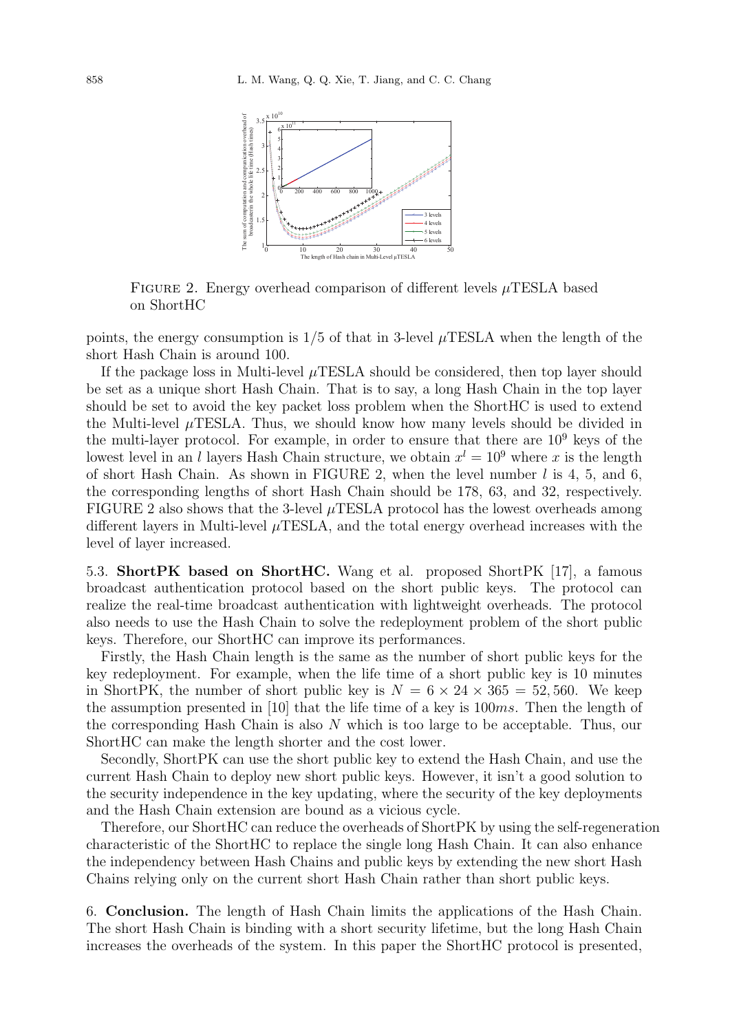FIGURE 2. Energy overhead comparison of different levels $\mu$TESLA based on ShortHC

points, the energy consumption is 1/5 of that in 3-level $\mu$TESLA when the length of the short Hash Chain is around 100.

If the package loss in Multi-level $\mu$TESLA should be considered, then top layer should be set as a unique short Hash Chain. That is to say, a long Hash Chain in the top layer should be set to avoid the key packet loss problem when the ShortHC is used to extend the Multi-level $\mu$TESLA. Thus, we should know how many levels should be divided in the multi-layer protocol. For example, in order to ensure that there are $10^9$ keys of the lowest level in an $l$ layers Hash Chain structure, we obtain $x^l = 10^9$ where $x$ is the length of short Hash Chain. As shown in FIGURE 2, when the level number $l$ is 4, 5, and 6, the corresponding lengths of short Hash Chain should be 178, 63, and 32, respectively. FIGURE 2 also shows that the 3-level $\mu$TESLA protocol has the lowest overheads among different layers in Multi-level $\mu$TESLA, and the total energy overhead increases with the level of layer increased.

5.3. **ShortPK based on ShortHC.** Wang et al. proposed ShortPK [17], a famous broadcast authentication protocol based on the short public keys. The protocol can realize the real-time broadcast authentication with lightweight overheads. The protocol also needs to use the Hash Chain to solve the redeployment problem of the short public keys. Therefore, our ShortHC can improve its performances.

Firstly, the Hash Chain length is the same as the number of short public keys for the key redeployment. For example, when the life time of a short public key is 10 minutes in ShortPK, the number of short public key is $N = 6 \times 24 \times 365 = 52,560$. We keep the assumption presented in [10] that the life time of a key is $100ms$. Then the length of the corresponding Hash Chain is also $N$ which is too large to be acceptable. Thus, our ShortHC can make the length shorter and the cost lower.

Secondly, ShortPK can use the short public key to extend the Hash Chain, and use the current Hash Chain to deploy new short public keys. However, it isn't a good solution to the security independence in the key updating, where the security of the key deployments and the Hash Chain extension are bound as a vicious cycle.

Therefore, our ShortHC can reduce the overheads of ShortPK by using the self-regeneration characteristic of the ShortHC to replace the single long Hash Chain. It can also enhance the independency between Hash Chains and public keys by extending the new short Hash Chains relying only on the current short Hash Chain rather than short public keys.

6. **Conclusion.** The length of Hash Chain limits the applications of the Hash Chain. The short Hash Chain is binding with a short security lifetime, but the long Hash Chain increases the overheads of the system. In this paper the ShortHC protocol is presented,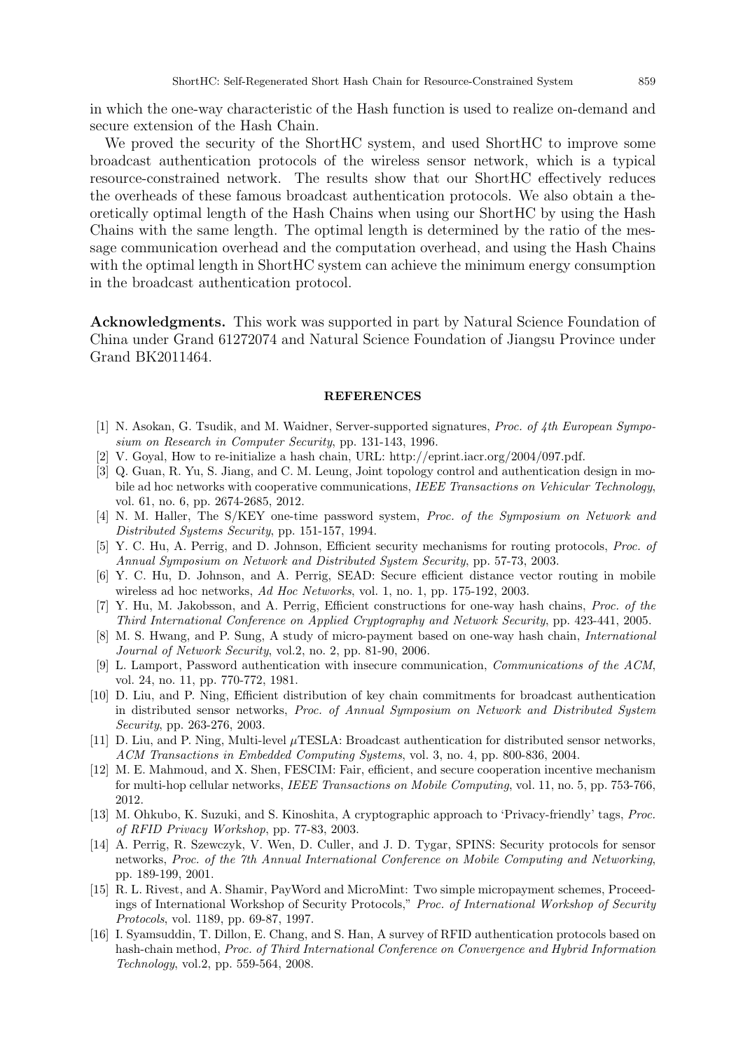in which the one-way characteristic of the Hash function is used to realize on-demand and secure extension of the Hash Chain.

We proved the security of the ShortHC system, and used ShortHC to improve some broadcast authentication protocols of the wireless sensor network, which is a typical resource-constrained network. The results show that our ShortHC effectively reduces the overheads of these famous broadcast authentication protocols. We also obtain a theoretically optimal length of the Hash Chains when using our ShortHC by using the Hash Chains with the same length. The optimal length is determined by the ratio of the message communication overhead and the computation overhead, and using the Hash Chains with the optimal length in ShortHC system can achieve the minimum energy consumption in the broadcast authentication protocol.

**Acknowledgments.** This work was supported in part by Natural Science Foundation of China under Grand 61272074 and Natural Science Foundation of Jiangsu Province under Grand BK2011464.

## REFERENCES

[1] N. Asokan, G. Tsudik, and M. Waidner, Server-supported signatures, *Proc. of 4th European Symposium on Research in Computer Security*, pp. 131-143, 1996.

[2] V. Goyal, How to re-initialize a hash chain, URL: http://eprint.iacr.org/2004/097.pdf.

[3] Q. Guan, R. Yu, S. Jiang, and C. M. Leung, Joint topology control and authentication design in mobile ad hoc networks with cooperative communications, *IEEE Transactions on Vehicular Technology*, vol. 61, no. 6, pp. 2674-2685, 2012.

[4] N. M. Haller, The S/KEY one-time password system, *Proc. of the Symposium on Network and Distributed Systems Security*, pp. 151-157, 1994.

[5] Y. C. Hu, A. Perrig, and D. Johnson, Efficient security mechanisms for routing protocols, *Proc. of Annual Symposium on Network and Distributed System Security*, pp. 57-73, 2003.

[6] Y. C. Hu, D. Johnson, and A. Perrig, SEAD: Secure efficient distance vector routing in mobile wireless ad hoc networks, *Ad Hoc Networks*, vol. 1, no. 1, pp. 175-192, 2003.

[7] Y. Hu, M. Jakobsson, and A. Perrig, Efficient constructions for one-way hash chains, *Proc. of the Third International Conference on Applied Cryptography and Network Security*, pp. 423-441, 2005.

[8] M. S. Hwang, and P. Sung, A study of micro-payment based on one-way hash chain, *International Journal of Network Security*, vol.2, no. 2, pp. 81-90, 2006.

[9] L. Lamport, Password authentication with insecure communication, *Communications of the ACM*, vol. 24, no. 11, pp. 770-772, 1981.

[10] D. Liu, and P. Ning, Efficient distribution of key chain commitments for broadcast authentication in distributed sensor networks, *Proc. of Annual Symposium on Network and Distributed System Security*, pp. 263-276, 2003.

[11] D. Liu, and P. Ning, Multi-level $\mu$TESLA: Broadcast authentication for distributed sensor networks, *ACM Transactions in Embedded Computing Systems*, vol. 3, no. 4, pp. 800-836, 2004.

[12] M. E. Mahmoud, and X. Shen, FESCIM: Fair, efficient, and secure cooperation incentive mechanism for multi-hop cellular networks, *IEEE Transactions on Mobile Computing*, vol. 11, no. 5, pp. 753-766, 2012.

[13] M. Ohkubo, K. Suzuki, and S. Kinoshita, A cryptographic approach to 'Privacy-friendly' tags, *Proc. of RFID Privacy Workshop*, pp. 77-83, 2003.

[14] A. Perrig, R. Szewczyk, V. Wen, D. Culler, and J. D. Tygar, SPINS: Security protocols for sensor networks, *Proc. of the 7th Annual International Conference on Mobile Computing and Networking*, pp. 189-199, 2001.

[15] R. L. Rivest, and A. Shamir, PayWord and MicroMint: Two simple micropayment schemes, Proceedings of International Workshop of Security Protocols," *Proc. of International Workshop of Security Protocols*, vol. 1189, pp. 69-87, 1997.

[16] I. Syamsuddin, T. Dillon, E. Chang, and S. Han, A survey of RFID authentication protocols based on hash-chain method, *Proc. of Third International Conference on Convergence and Hybrid Information Technology*, vol.2, pp. 559-564, 2008.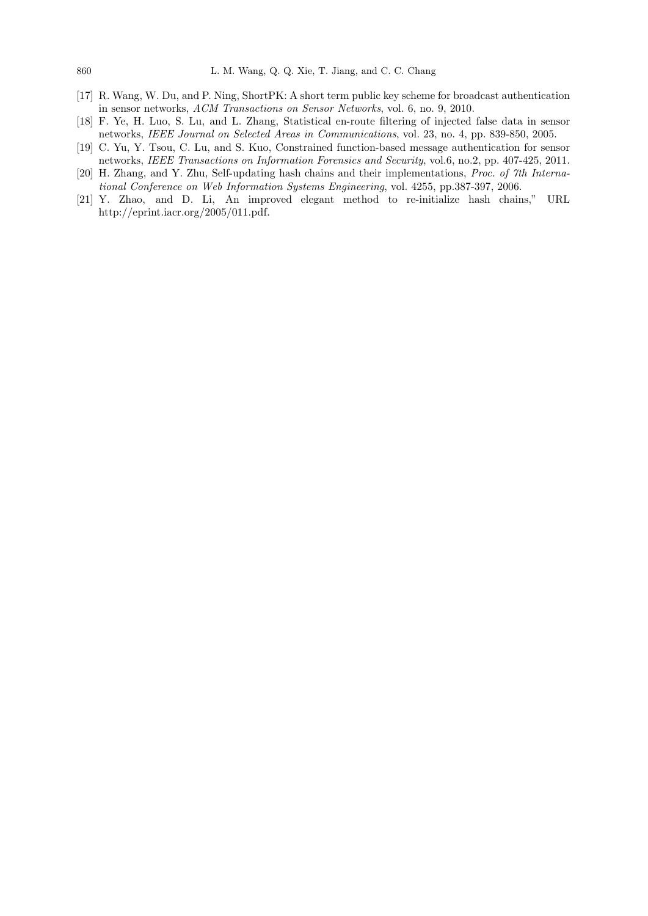[17] R. Wang, W. Du, and P. Ning, ShortPK: A short term public key scheme for broadcast authentication in sensor networks, *ACM Transactions on Sensor Networks*, vol. 6, no. 9, 2010.

[18] F. Ye, H. Luo, S. Lu, and L. Zhang, Statistical en-route filtering of injected false data in sensor networks, *IEEE Journal on Selected Areas in Communications*, vol. 23, no. 4, pp. 839-850, 2005.

[19] C. Yu, Y. Tsou, C. Lu, and S. Kuo, Constrained function-based message authentication for sensor networks, *IEEE Transactions on Information Forensics and Security*, vol.6, no.2, pp. 407-425, 2011.

[20] H. Zhang, and Y. Zhu, Self-updating hash chains and their implementations, *Proc. of 7th International Conference on Web Information Systems Engineering*, vol. 4255, pp.387-397, 2006.

[21] Y. Zhao, and D. Li, An improved elegant method to re-initialize hash chains," URL http://eprint.iacr.org/2005/011.pdf.